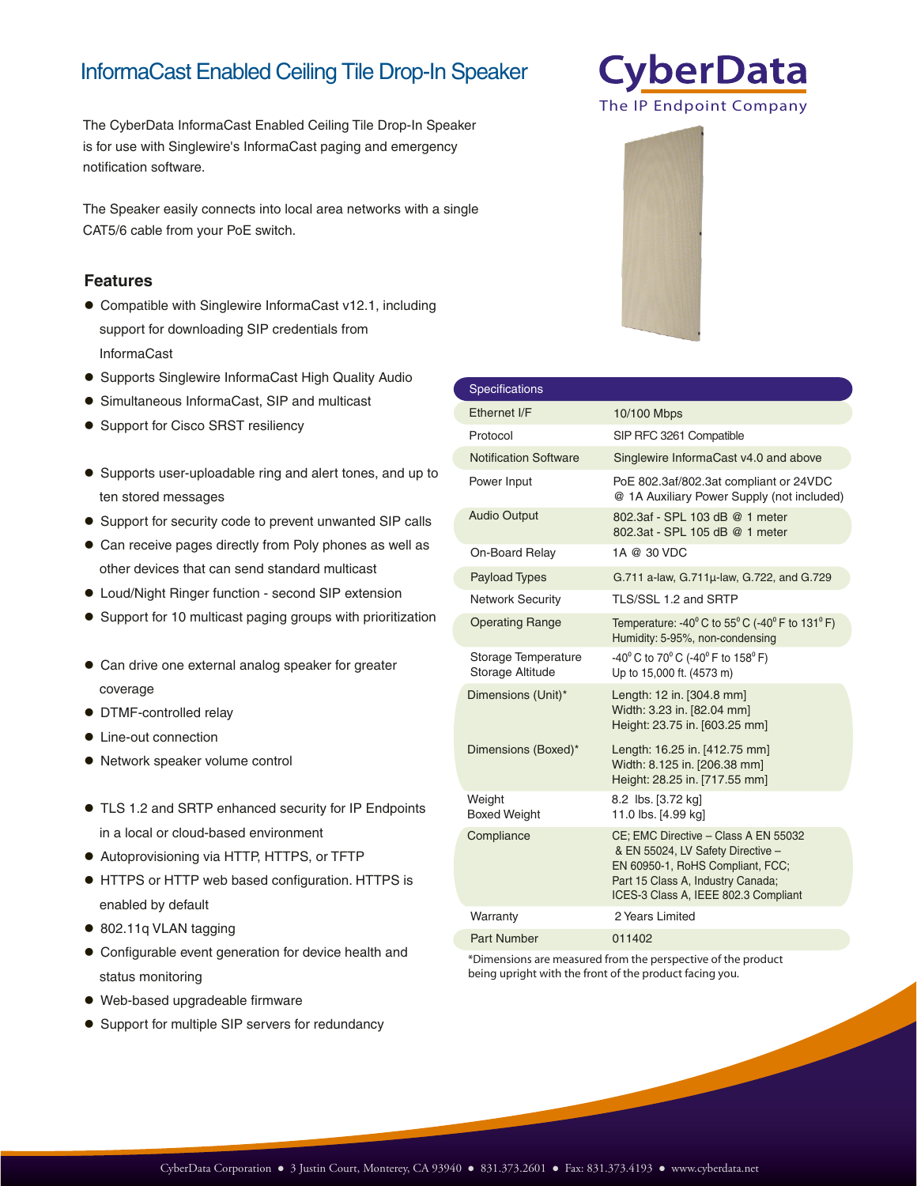# InformaCast Enabled Ceiling Tile Drop-In Speaker

CyberData
The IP Endpoint Company

The CyberData InformaCast Enabled Ceiling Tile Drop-In Speaker is for use with Singlewire's InformaCast paging and emergency notification software.

The Speaker easily connects into local area networks with a single CAT5/6 cable from your PoE switch.

## Features

- Compatible with Singlewire InformaCast v12.1, including support for downloading SIP credentials from InformaCast
- Supports Singlewire InformaCast High Quality Audio
- Simultaneous InformaCast, SIP and multicast
- Support for Cisco SRST resiliency

- Supports user-uploadable ring and alert tones, and up to ten stored messages
- Support for security code to prevent unwanted SIP calls
- Can receive pages directly from Poly phones as well as other devices that can send standard multicast
- Loud/Night Ringer function - second SIP extension
- Support for 10 multicast paging groups with prioritization

- Can drive one external analog speaker for greater coverage
- DTMF-controlled relay
- Line-out connection
- Network speaker volume control

- TLS 1.2 and SRTP enhanced security for IP Endpoints in a local or cloud-based environment
- Autoprovisioning via HTTP, HTTPS, or TFTP
- HTTPS or HTTP web based configuration. HTTPS is enabled by default
- 802.11q VLAN tagging
- Configurable event generation for device health and status monitoring
- Web-based upgradeable firmware
- Support for multiple SIP servers for redundancy

| Specifications | |
|---|---|
| Ethernet I/F | 10/100 Mbps |
| Protocol | SIP RFC 3261 Compatible |
| Notification Software | Singlewire InformaCast v4.0 and above |
| Power Input | PoE 802.3af/802.3at compliant or 24VDC @ 1A Auxiliary Power Supply (not included) |
| Audio Output | 802.3af - SPL 103 dB @ 1 meter<br>802.3at - SPL 105 dB @ 1 meter |
| On-Board Relay | 1A @ 30 VDC |
| Payload Types | G.711 a-law, G.711µ-law, G.722, and G.729 |
| Network Security | TLS/SSL 1.2 and SRTP |
| Operating Range | Temperature: -40° C to 55° C (-40° F to 131° F)<br>Humidity: 5-95%, non-condensing |
| Storage Temperature<br>Storage Altitude | -40° C to 70° C (-40° F to 158° F)<br>Up to 15,000 ft. (4573 m) |
| Dimensions (Unit)* | Length: 12 in. [304.8 mm]<br>Width: 3.23 in. [82.04 mm]<br>Height: 23.75 in. [603.25 mm] |
| Dimensions (Boxed)* | Length: 16.25 in. [412.75 mm]<br>Width: 8.125 in. [206.38 mm]<br>Height: 28.25 in. [717.55 mm] |
| Weight<br>Boxed Weight | 8.2 lbs. [3.72 kg]<br>11.0 lbs. [4.99 kg] |
| Compliance | CE; EMC Directive – Class A EN 55032 & EN 55024, LV Safety Directive – EN 60950-1, RoHS Compliant, FCC; Part 15 Class A, Industry Canada; ICES-3 Class A, IEEE 802.3 Compliant |
| Warranty | 2 Years Limited |
| Part Number | 011402 |

*Dimensions are measured from the perspective of the product being upright with the front of the product facing you.

CyberData Corporation ● 3 Justin Court, Monterey, CA 93940 ● 831.373.2601 ● Fax: 831.373.4193 ● www.cyberdata.net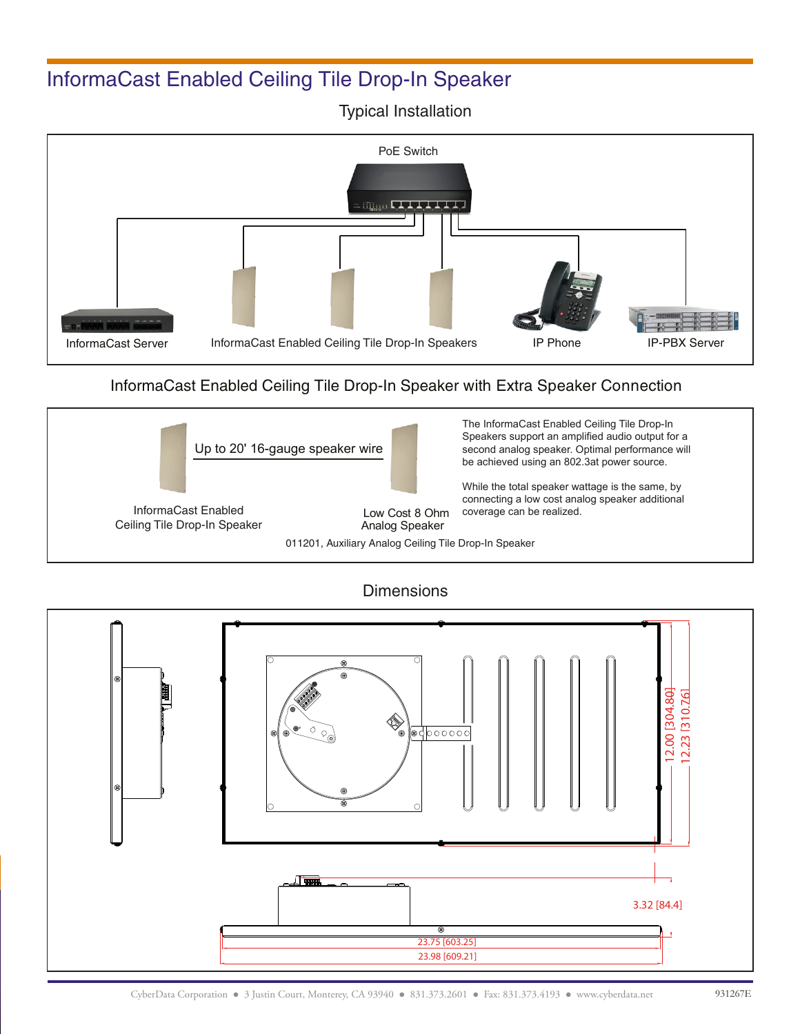# InformaCast Enabled Ceiling Tile Drop-In Speaker

## Typical Installation

PoE Switch

InformaCast Server

InformaCast Enabled Ceiling Tile Drop-In Speakers

IP Phone

IP-PBX Server

## InformaCast Enabled Ceiling Tile Drop-In Speaker with Extra Speaker Connection

Up to 20' 16-gauge speaker wire

InformaCast Enabled Ceiling Tile Drop-In Speaker

Low Cost 8 Ohm Analog Speaker

011201, Auxiliary Analog Ceiling Tile Drop-In Speaker

The InformaCast Enabled Ceiling Tile Drop-In Speakers support an amplified audio output for a second analog speaker. Optimal performance will be achieved using an 802.3at power source.

While the total speaker wattage is the same, by connecting a low cost analog speaker additional coverage can be realized.

## Dimensions

12.00 [304.80]

12.23 [310.76]

3.32 [84.4]

23.75 [603.25]

23.98 [609.21]

CyberData Corporation ● 3 Justin Court, Monterey, CA 93940 ● 831.373.2601 ● Fax: 831.373.4193 ● www.cyberdata.net

931267E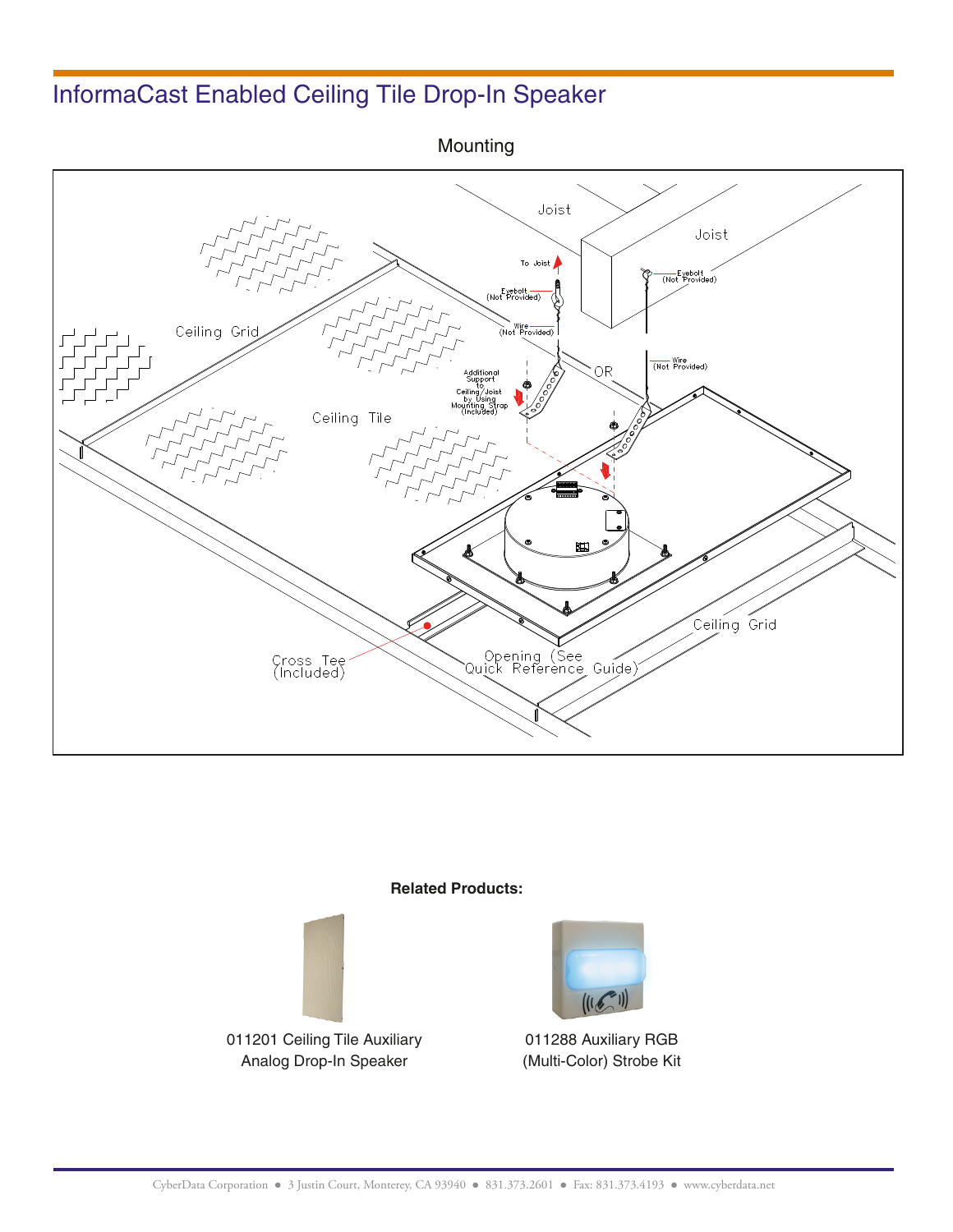# InformaCast Enabled Ceiling Tile Drop-In Speaker

Mounting

Joist

Joist

To Joist

Eyebolt (Not Provided)

Eyebolt (Not Provided)

Wire (Not Provided)

Wire (Not Provided)

Ceiling Grid

OR

Additional Support to Ceiling/Joist by Using Mounting Strap (Included)

Ceiling Tile

Ceiling Grid

Cross Tee (Included)

Opening (See Quick Reference Guide)

**Related Products:**

011201 Ceiling Tile Auxiliary Analog Drop-In Speaker

011288 Auxiliary RGB (Multi-Color) Strobe Kit

CyberData Corporation ● 3 Justin Court, Monterey, CA 93940 ● 831.373.2601 ● Fax: 831.373.4193 ● www.cyberdata.net